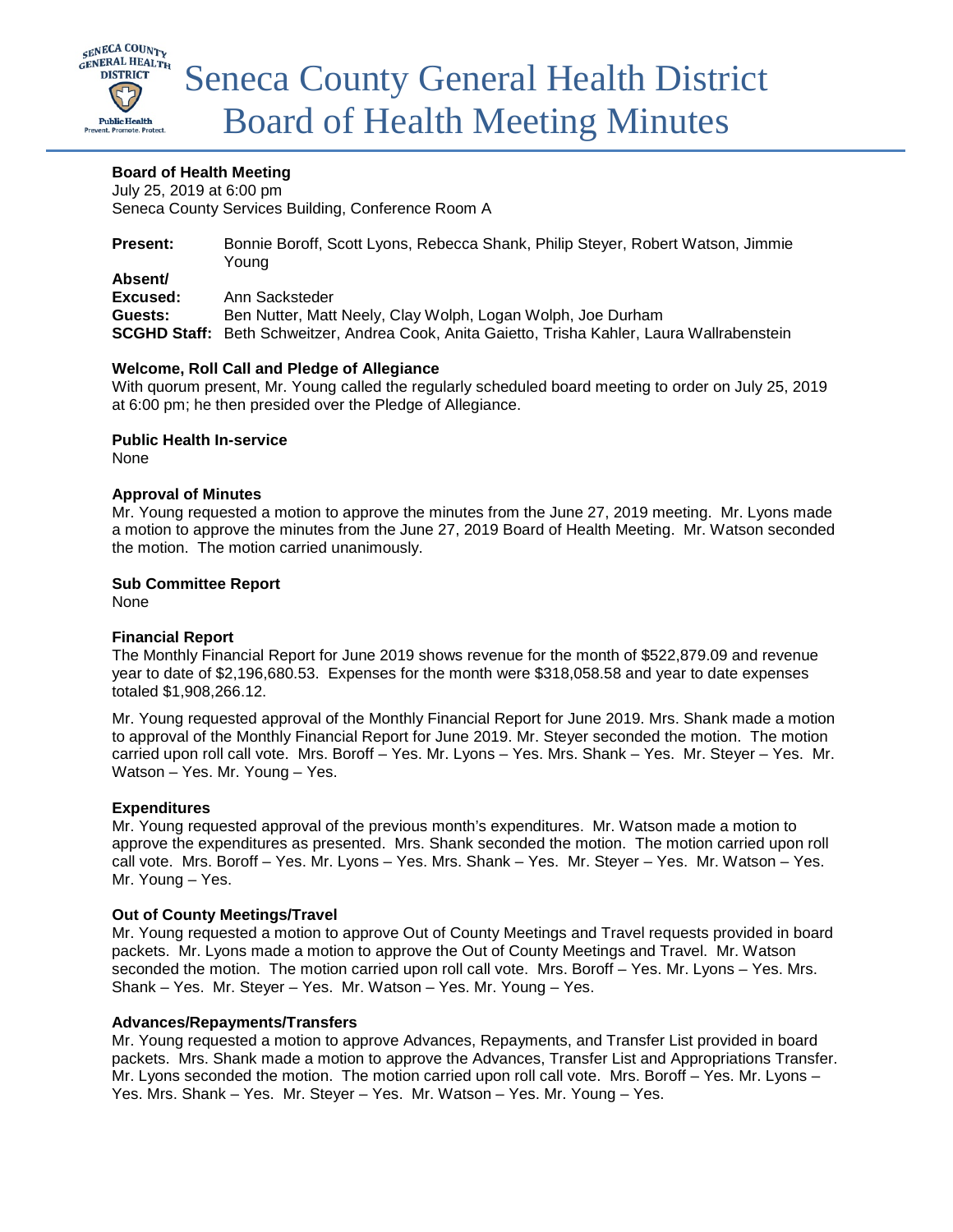# Seneca County General Health District Board of Health Meeting Minutes

**Board of Health Meeting**
July 25, 2019 at 6:00 pm
Seneca County Services Building, Conference Room A

**Present:** Bonnie Boroff, Scott Lyons, Rebecca Shank, Philip Steyer, Robert Watson, Jimmie Young
**Absent/ Excused:** Ann Sacksteder
**Guests:** Ben Nutter, Matt Neely, Clay Wolph, Logan Wolph, Joe Durham
**SCGHD Staff:** Beth Schweitzer, Andrea Cook, Anita Gaietto, Trisha Kahler, Laura Wallrabenstein

**Welcome, Roll Call and Pledge of Allegiance**
With quorum present, Mr. Young called the regularly scheduled board meeting to order on July 25, 2019 at 6:00 pm; he then presided over the Pledge of Allegiance.

**Public Health In-service**
None

**Approval of Minutes**
Mr. Young requested a motion to approve the minutes from the June 27, 2019 meeting. Mr. Lyons made a motion to approve the minutes from the June 27, 2019 Board of Health Meeting. Mr. Watson seconded the motion. The motion carried unanimously.

**Sub Committee Report**
None

**Financial Report**
The Monthly Financial Report for June 2019 shows revenue for the month of $522,879.09 and revenue year to date of $2,196,680.53. Expenses for the month were $318,058.58 and year to date expenses totaled $1,908,266.12.

Mr. Young requested approval of the Monthly Financial Report for June 2019. Mrs. Shank made a motion to approval of the Monthly Financial Report for June 2019. Mr. Steyer seconded the motion. The motion carried upon roll call vote. Mrs. Boroff – Yes. Mr. Lyons – Yes. Mrs. Shank – Yes. Mr. Steyer – Yes. Mr. Watson – Yes. Mr. Young – Yes.

**Expenditures**
Mr. Young requested approval of the previous month's expenditures. Mr. Watson made a motion to approve the expenditures as presented. Mrs. Shank seconded the motion. The motion carried upon roll call vote. Mrs. Boroff – Yes. Mr. Lyons – Yes. Mrs. Shank – Yes. Mr. Steyer – Yes. Mr. Watson – Yes. Mr. Young – Yes.

**Out of County Meetings/Travel**
Mr. Young requested a motion to approve Out of County Meetings and Travel requests provided in board packets. Mr. Lyons made a motion to approve the Out of County Meetings and Travel. Mr. Watson seconded the motion. The motion carried upon roll call vote. Mrs. Boroff – Yes. Mr. Lyons – Yes. Mrs. Shank – Yes. Mr. Steyer – Yes. Mr. Watson – Yes. Mr. Young – Yes.

**Advances/Repayments/Transfers**
Mr. Young requested a motion to approve Advances, Repayments, and Transfer List provided in board packets. Mrs. Shank made a motion to approve the Advances, Transfer List and Appropriations Transfer. Mr. Lyons seconded the motion. The motion carried upon roll call vote. Mrs. Boroff – Yes. Mr. Lyons – Yes. Mrs. Shank – Yes. Mr. Steyer – Yes. Mr. Watson – Yes. Mr. Young – Yes.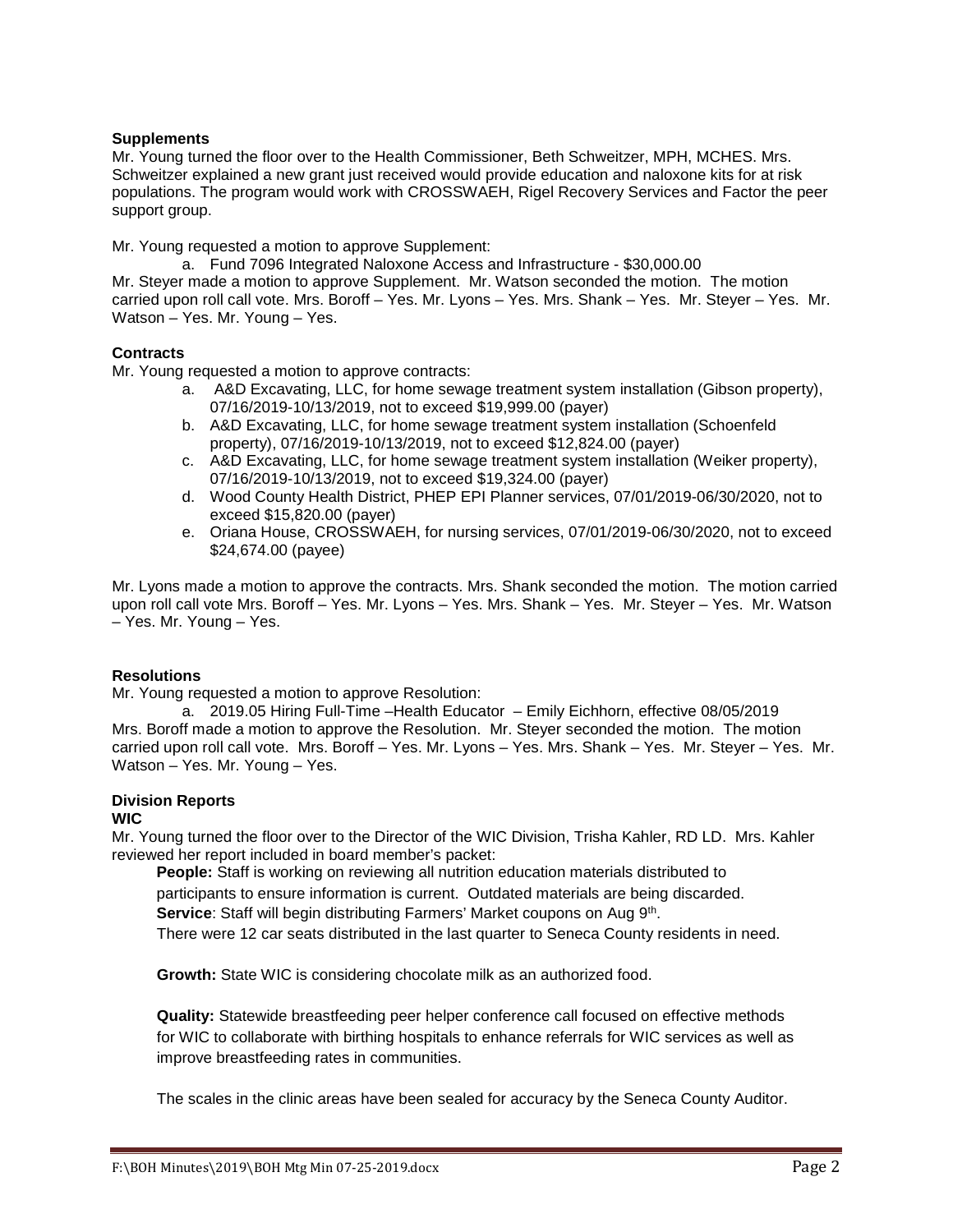**Supplements**

Mr. Young turned the floor over to the Health Commissioner, Beth Schweitzer, MPH, MCHES. Mrs. Schweitzer explained a new grant just received would provide education and naloxone kits for at risk populations. The program would work with CROSSWAEH, Rigel Recovery Services and Factor the peer support group.

Mr. Young requested a motion to approve Supplement:

a. Fund 7096 Integrated Naloxone Access and Infrastructure - $30,000.00

Mr. Steyer made a motion to approve Supplement. Mr. Watson seconded the motion. The motion carried upon roll call vote. Mrs. Boroff – Yes. Mr. Lyons – Yes. Mrs. Shank – Yes. Mr. Steyer – Yes. Mr. Watson – Yes. Mr. Young – Yes.

**Contracts**

Mr. Young requested a motion to approve contracts:

a. A&D Excavating, LLC, for home sewage treatment system installation (Gibson property), 07/16/2019-10/13/2019, not to exceed $19,999.00 (payer)
b. A&D Excavating, LLC, for home sewage treatment system installation (Schoenfeld property), 07/16/2019-10/13/2019, not to exceed $12,824.00 (payer)
c. A&D Excavating, LLC, for home sewage treatment system installation (Weiker property), 07/16/2019-10/13/2019, not to exceed $19,324.00 (payer)
d. Wood County Health District, PHEP EPI Planner services, 07/01/2019-06/30/2020, not to exceed $15,820.00 (payer)
e. Oriana House, CROSSWAEH, for nursing services, 07/01/2019-06/30/2020, not to exceed $24,674.00 (payee)

Mr. Lyons made a motion to approve the contracts. Mrs. Shank seconded the motion. The motion carried upon roll call vote Mrs. Boroff – Yes. Mr. Lyons – Yes. Mrs. Shank – Yes. Mr. Steyer – Yes. Mr. Watson – Yes. Mr. Young – Yes.

**Resolutions**

Mr. Young requested a motion to approve Resolution:

a. 2019.05 Hiring Full-Time –Health Educator – Emily Eichhorn, effective 08/05/2019

Mrs. Boroff made a motion to approve the Resolution. Mr. Steyer seconded the motion. The motion carried upon roll call vote. Mrs. Boroff – Yes. Mr. Lyons – Yes. Mrs. Shank – Yes. Mr. Steyer – Yes. Mr. Watson – Yes. Mr. Young – Yes.

**Division Reports**

**WIC**

Mr. Young turned the floor over to the Director of the WIC Division, Trisha Kahler, RD LD. Mrs. Kahler reviewed her report included in board member's packet:

**People:** Staff is working on reviewing all nutrition education materials distributed to participants to ensure information is current. Outdated materials are being discarded.

**Service**: Staff will begin distributing Farmers' Market coupons on Aug 9th.

There were 12 car seats distributed in the last quarter to Seneca County residents in need.

**Growth:** State WIC is considering chocolate milk as an authorized food.

**Quality:** Statewide breastfeeding peer helper conference call focused on effective methods for WIC to collaborate with birthing hospitals to enhance referrals for WIC services as well as improve breastfeeding rates in communities.

The scales in the clinic areas have been sealed for accuracy by the Seneca County Auditor.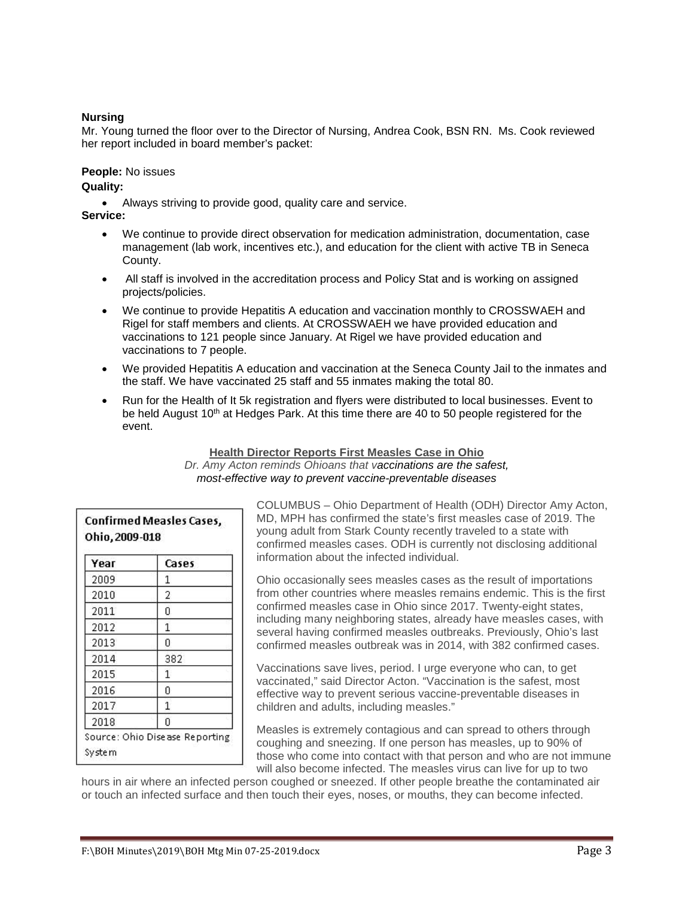**Nursing**

Mr. Young turned the floor over to the Director of Nursing, Andrea Cook, BSN RN. Ms. Cook reviewed her report included in board member's packet:

**People:** No issues

**Quality:**

- Always striving to provide good, quality care and service.

**Service:**

- We continue to provide direct observation for medication administration, documentation, case management (lab work, incentives etc.), and education for the client with active TB in Seneca County.
- All staff is involved in the accreditation process and Policy Stat and is working on assigned projects/policies.
- We continue to provide Hepatitis A education and vaccination monthly to CROSSWAEH and Rigel for staff members and clients. At CROSSWAEH we have provided education and vaccinations to 121 people since January. At Rigel we have provided education and vaccinations to 7 people.
- We provided Hepatitis A education and vaccination at the Seneca County Jail to the inmates and the staff. We have vaccinated 25 staff and 55 inmates making the total 80.
- Run for the Health of It 5k registration and flyers were distributed to local businesses. Event to be held August 10th at Hedges Park. At this time there are 40 to 50 people registered for the event.

**Health Director Reports First Measles Case in Ohio**

*Dr. Amy Acton reminds Ohioans that vaccinations are the safest, most-effective way to prevent vaccine-preventable diseases*

**Confirmed Measles Cases, Ohio, 2009-018**

| Year | Cases |
|---|---|
| 2009 | 1 |
| 2010 | 2 |
| 2011 | 0 |
| 2012 | 1 |
| 2013 | 0 |
| 2014 | 382 |
| 2015 | 1 |
| 2016 | 0 |
| 2017 | 1 |
| 2018 | 0 |

Source: Ohio Disease Reporting System

COLUMBUS – Ohio Department of Health (ODH) Director Amy Acton, MD, MPH has confirmed the state's first measles case of 2019. The young adult from Stark County recently traveled to a state with confirmed measles cases. ODH is currently not disclosing additional information about the infected individual.

Ohio occasionally sees measles cases as the result of importations from other countries where measles remains endemic. This is the first confirmed measles case in Ohio since 2017. Twenty-eight states, including many neighboring states, already have measles cases, with several having confirmed measles outbreaks. Previously, Ohio's last confirmed measles outbreak was in 2014, with 382 confirmed cases.

Vaccinations save lives, period. I urge everyone who can, to get vaccinated," said Director Acton. "Vaccination is the safest, most effective way to prevent serious vaccine-preventable diseases in children and adults, including measles."

Measles is extremely contagious and can spread to others through coughing and sneezing. If one person has measles, up to 90% of those who come into contact with that person and who are not immune will also become infected. The measles virus can live for up to two hours in air where an infected person coughed or sneezed. If other people breathe the contaminated air or touch an infected surface and then touch their eyes, noses, or mouths, they can become infected.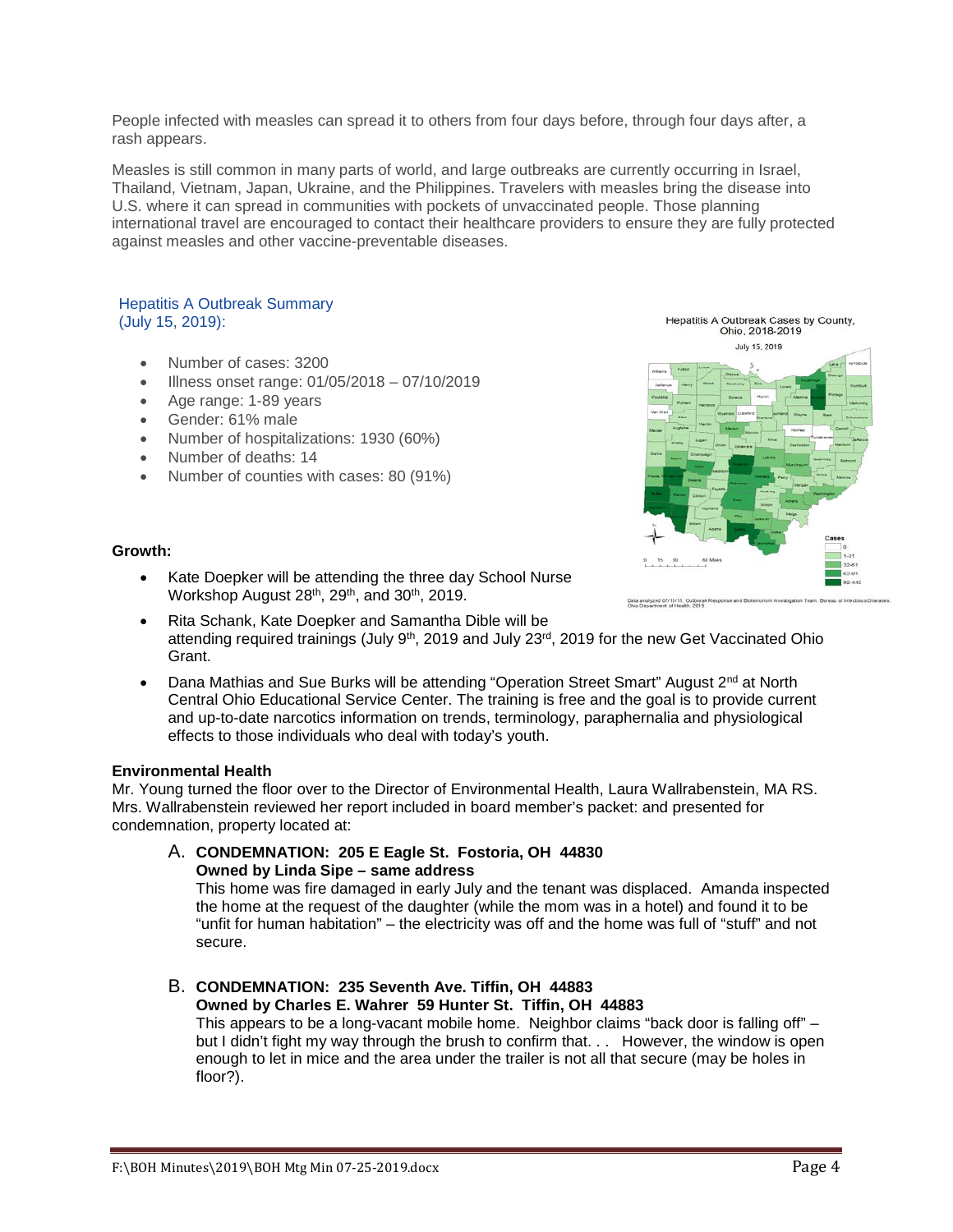People infected with measles can spread it to others from four days before, through four days after, a rash appears.

Measles is still common in many parts of world, and large outbreaks are currently occurring in Israel, Thailand, Vietnam, Japan, Ukraine, and the Philippines. Travelers with measles bring the disease into U.S. where it can spread in communities with pockets of unvaccinated people. Those planning international travel are encouraged to contact their healthcare providers to ensure they are fully protected against measles and other vaccine-preventable diseases.

Hepatitis A Outbreak Summary
(July 15, 2019):

- Number of cases: 3200
- Illness onset range: 01/05/2018 – 07/10/2019
- Age range: 1-89 years
- Gender: 61% male
- Number of hospitalizations: 1930 (60%)
- Number of deaths: 14
- Number of counties with cases: 80 (91%)

Hepatitis A Outbreak Cases by County, Ohio, 2018-2019
July 15, 2019

Cases: 0; 1-31; 32-61; 62-91; 92-442

Data analyzed 07/15/19. Outbreak Response and Bioterrorism Investigation Team, Bureau of Infectious Diseases, Ohio Department of Health. 2019

**Growth:**

- Kate Doepker will be attending the three day School Nurse Workshop August 28th, 29th, and 30th, 2019.
- Rita Schank, Kate Doepker and Samantha Dible will be attending required trainings (July 9th, 2019 and July 23rd, 2019 for the new Get Vaccinated Ohio Grant.
- Dana Mathias and Sue Burks will be attending "Operation Street Smart" August 2nd at North Central Ohio Educational Service Center. The training is free and the goal is to provide current and up-to-date narcotics information on trends, terminology, paraphernalia and physiological effects to those individuals who deal with today's youth.

**Environmental Health**

Mr. Young turned the floor over to the Director of Environmental Health, Laura Wallrabenstein, MA RS. Mrs. Wallrabenstein reviewed her report included in board member's packet: and presented for condemnation, property located at:

A. **CONDEMNATION: 205 E Eagle St. Fostoria, OH 44830**
**Owned by Linda Sipe – same address**
This home was fire damaged in early July and the tenant was displaced. Amanda inspected the home at the request of the daughter (while the mom was in a hotel) and found it to be "unfit for human habitation" – the electricity was off and the home was full of "stuff" and not secure.

B. **CONDEMNATION: 235 Seventh Ave. Tiffin, OH 44883**
**Owned by Charles E. Wahrer 59 Hunter St. Tiffin, OH 44883**
This appears to be a long-vacant mobile home. Neighbor claims "back door is falling off" – but I didn't fight my way through the brush to confirm that. . . However, the window is open enough to let in mice and the area under the trailer is not all that secure (may be holes in floor?).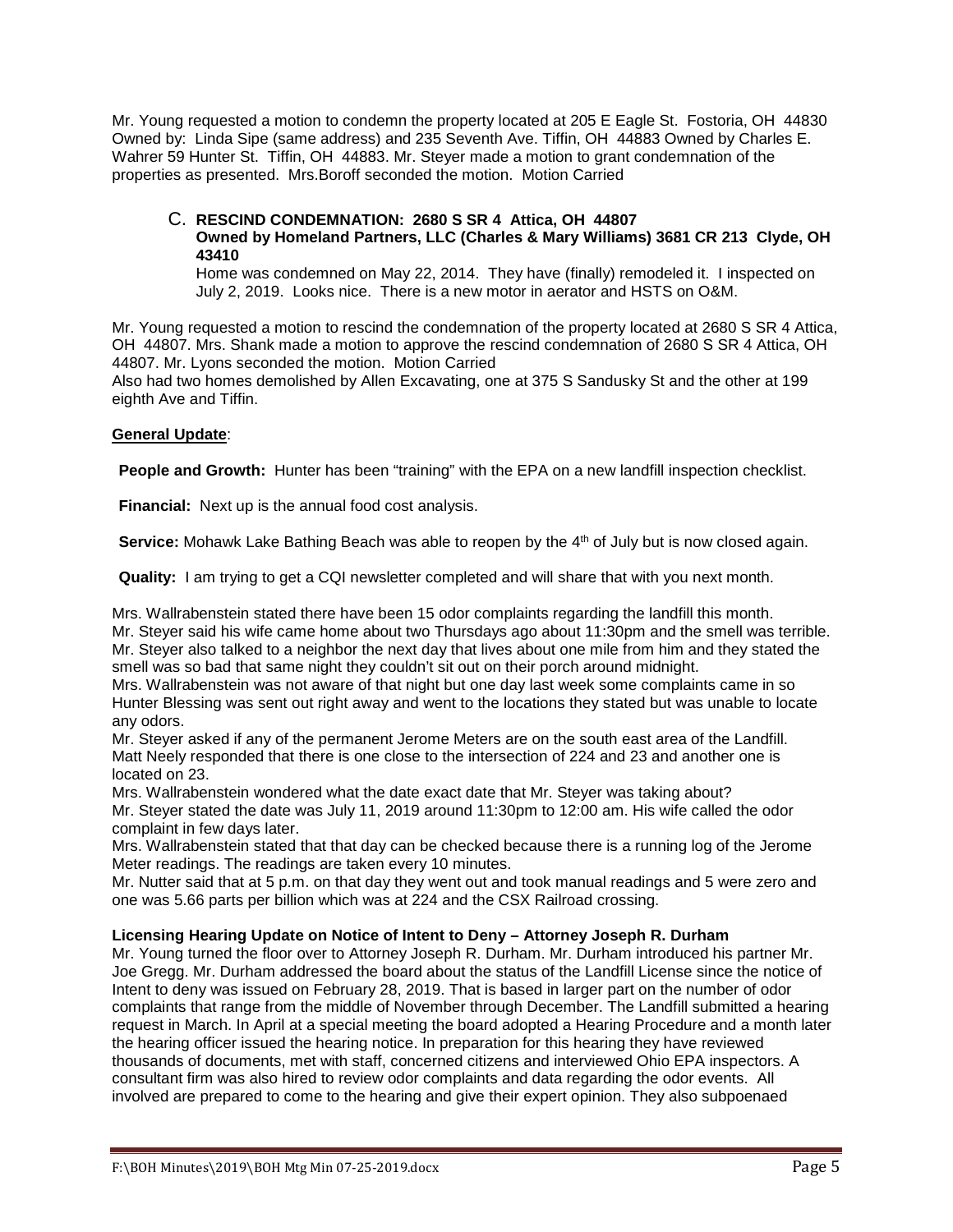Mr. Young requested a motion to condemn the property located at 205 E Eagle St. Fostoria, OH 44830 Owned by: Linda Sipe (same address) and 235 Seventh Ave. Tiffin, OH 44883 Owned by Charles E. Wahrer 59 Hunter St. Tiffin, OH 44883. Mr. Steyer made a motion to grant condemnation of the properties as presented. Mrs.Boroff seconded the motion. Motion Carried

C. **RESCIND CONDEMNATION: 2680 S SR 4 Attica, OH 44807**
**Owned by Homeland Partners, LLC (Charles & Mary Williams) 3681 CR 213 Clyde, OH 43410**
Home was condemned on May 22, 2014. They have (finally) remodeled it. I inspected on July 2, 2019. Looks nice. There is a new motor in aerator and HSTS on O&M.

Mr. Young requested a motion to rescind the condemnation of the property located at 2680 S SR 4 Attica, OH 44807. Mrs. Shank made a motion to approve the rescind condemnation of 2680 S SR 4 Attica, OH 44807. Mr. Lyons seconded the motion. Motion Carried
Also had two homes demolished by Allen Excavating, one at 375 S Sandusky St and the other at 199 eighth Ave and Tiffin.

**General Update**:

**People and Growth:** Hunter has been "training" with the EPA on a new landfill inspection checklist.

**Financial:** Next up is the annual food cost analysis.

**Service:** Mohawk Lake Bathing Beach was able to reopen by the 4th of July but is now closed again.

**Quality:** I am trying to get a CQI newsletter completed and will share that with you next month.

Mrs. Wallrabenstein stated there have been 15 odor complaints regarding the landfill this month.
Mr. Steyer said his wife came home about two Thursdays ago about 11:30pm and the smell was terrible. Mr. Steyer also talked to a neighbor the next day that lives about one mile from him and they stated the smell was so bad that same night they couldn't sit out on their porch around midnight.
Mrs. Wallrabenstein was not aware of that night but one day last week some complaints came in so Hunter Blessing was sent out right away and went to the locations they stated but was unable to locate any odors.
Mr. Steyer asked if any of the permanent Jerome Meters are on the south east area of the Landfill. Matt Neely responded that there is one close to the intersection of 224 and 23 and another one is located on 23.
Mrs. Wallrabenstein wondered what the date exact date that Mr. Steyer was taking about?
Mr. Steyer stated the date was July 11, 2019 around 11:30pm to 12:00 am. His wife called the odor complaint in few days later.
Mrs. Wallrabenstein stated that that day can be checked because there is a running log of the Jerome Meter readings. The readings are taken every 10 minutes.
Mr. Nutter said that at 5 p.m. on that day they went out and took manual readings and 5 were zero and one was 5.66 parts per billion which was at 224 and the CSX Railroad crossing.

**Licensing Hearing Update on Notice of Intent to Deny – Attorney Joseph R. Durham**
Mr. Young turned the floor over to Attorney Joseph R. Durham. Mr. Durham introduced his partner Mr. Joe Gregg. Mr. Durham addressed the board about the status of the Landfill License since the notice of Intent to deny was issued on February 28, 2019. That is based in larger part on the number of odor complaints that range from the middle of November through December. The Landfill submitted a hearing request in March. In April at a special meeting the board adopted a Hearing Procedure and a month later the hearing officer issued the hearing notice. In preparation for this hearing they have reviewed thousands of documents, met with staff, concerned citizens and interviewed Ohio EPA inspectors. A consultant firm was also hired to review odor complaints and data regarding the odor events. All involved are prepared to come to the hearing and give their expert opinion. They also subpoenaed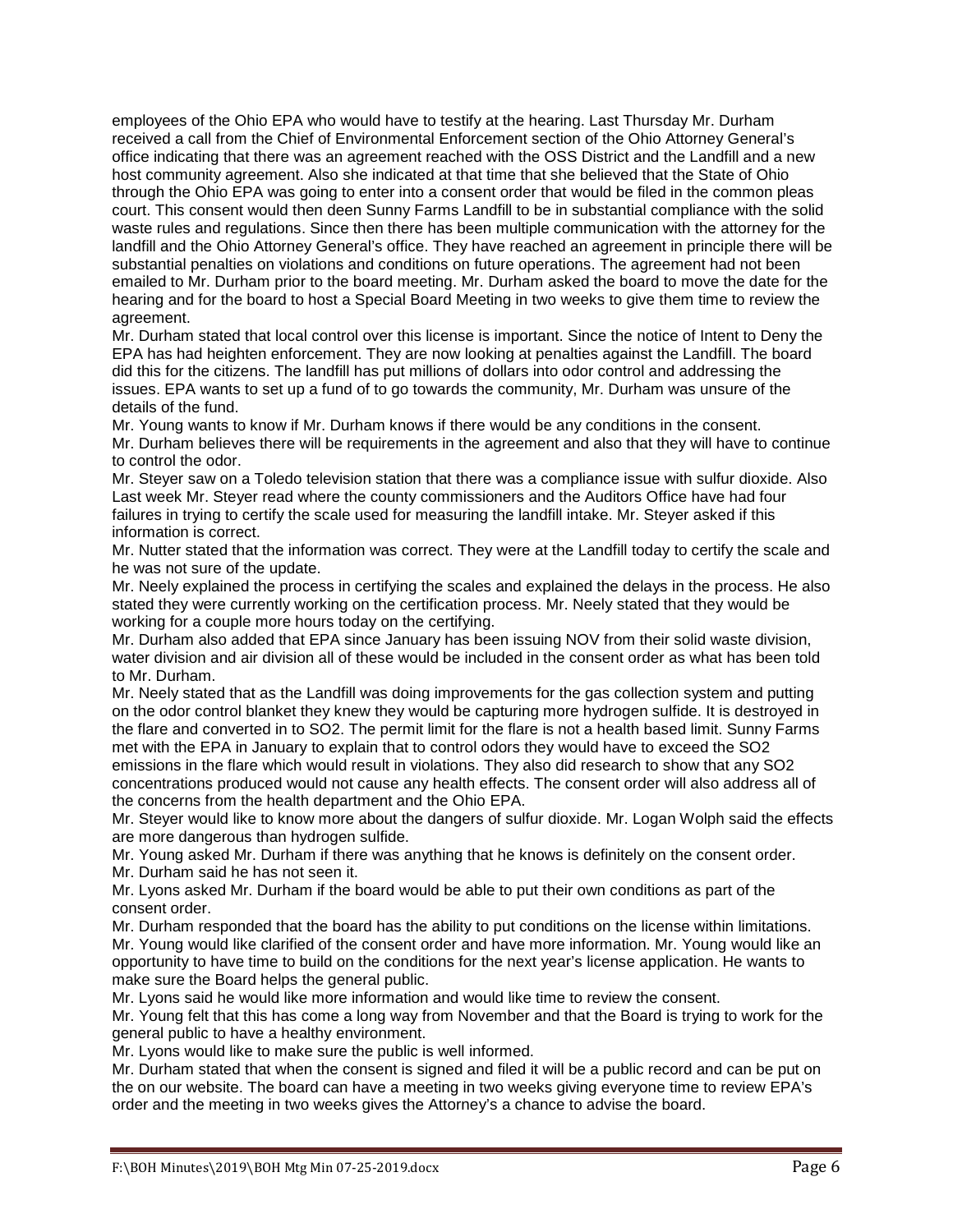employees of the Ohio EPA who would have to testify at the hearing. Last Thursday Mr. Durham received a call from the Chief of Environmental Enforcement section of the Ohio Attorney General's office indicating that there was an agreement reached with the OSS District and the Landfill and a new host community agreement. Also she indicated at that time that she believed that the State of Ohio through the Ohio EPA was going to enter into a consent order that would be filed in the common pleas court. This consent would then deen Sunny Farms Landfill to be in substantial compliance with the solid waste rules and regulations. Since then there has been multiple communication with the attorney for the landfill and the Ohio Attorney General's office. They have reached an agreement in principle there will be substantial penalties on violations and conditions on future operations. The agreement had not been emailed to Mr. Durham prior to the board meeting. Mr. Durham asked the board to move the date for the hearing and for the board to host a Special Board Meeting in two weeks to give them time to review the agreement.

Mr. Durham stated that local control over this license is important. Since the notice of Intent to Deny the EPA has had heighten enforcement. They are now looking at penalties against the Landfill. The board did this for the citizens. The landfill has put millions of dollars into odor control and addressing the issues. EPA wants to set up a fund of to go towards the community, Mr. Durham was unsure of the details of the fund.

Mr. Young wants to know if Mr. Durham knows if there would be any conditions in the consent.

Mr. Durham believes there will be requirements in the agreement and also that they will have to continue to control the odor.

Mr. Steyer saw on a Toledo television station that there was a compliance issue with sulfur dioxide. Also Last week Mr. Steyer read where the county commissioners and the Auditors Office have had four failures in trying to certify the scale used for measuring the landfill intake. Mr. Steyer asked if this information is correct.

Mr. Nutter stated that the information was correct. They were at the Landfill today to certify the scale and he was not sure of the update.

Mr. Neely explained the process in certifying the scales and explained the delays in the process. He also stated they were currently working on the certification process. Mr. Neely stated that they would be working for a couple more hours today on the certifying.

Mr. Durham also added that EPA since January has been issuing NOV from their solid waste division, water division and air division all of these would be included in the consent order as what has been told to Mr. Durham.

Mr. Neely stated that as the Landfill was doing improvements for the gas collection system and putting on the odor control blanket they knew they would be capturing more hydrogen sulfide. It is destroyed in the flare and converted in to SO2. The permit limit for the flare is not a health based limit. Sunny Farms met with the EPA in January to explain that to control odors they would have to exceed the SO2 emissions in the flare which would result in violations. They also did research to show that any SO2 concentrations produced would not cause any health effects. The consent order will also address all of the concerns from the health department and the Ohio EPA.

Mr. Steyer would like to know more about the dangers of sulfur dioxide. Mr. Logan Wolph said the effects are more dangerous than hydrogen sulfide.

Mr. Young asked Mr. Durham if there was anything that he knows is definitely on the consent order.

Mr. Durham said he has not seen it.

Mr. Lyons asked Mr. Durham if the board would be able to put their own conditions as part of the consent order.

Mr. Durham responded that the board has the ability to put conditions on the license within limitations.

Mr. Young would like clarified of the consent order and have more information. Mr. Young would like an opportunity to have time to build on the conditions for the next year's license application. He wants to make sure the Board helps the general public.

Mr. Lyons said he would like more information and would like time to review the consent.

Mr. Young felt that this has come a long way from November and that the Board is trying to work for the general public to have a healthy environment.

Mr. Lyons would like to make sure the public is well informed.

Mr. Durham stated that when the consent is signed and filed it will be a public record and can be put on the on our website. The board can have a meeting in two weeks giving everyone time to review EPA's order and the meeting in two weeks gives the Attorney's a chance to advise the board.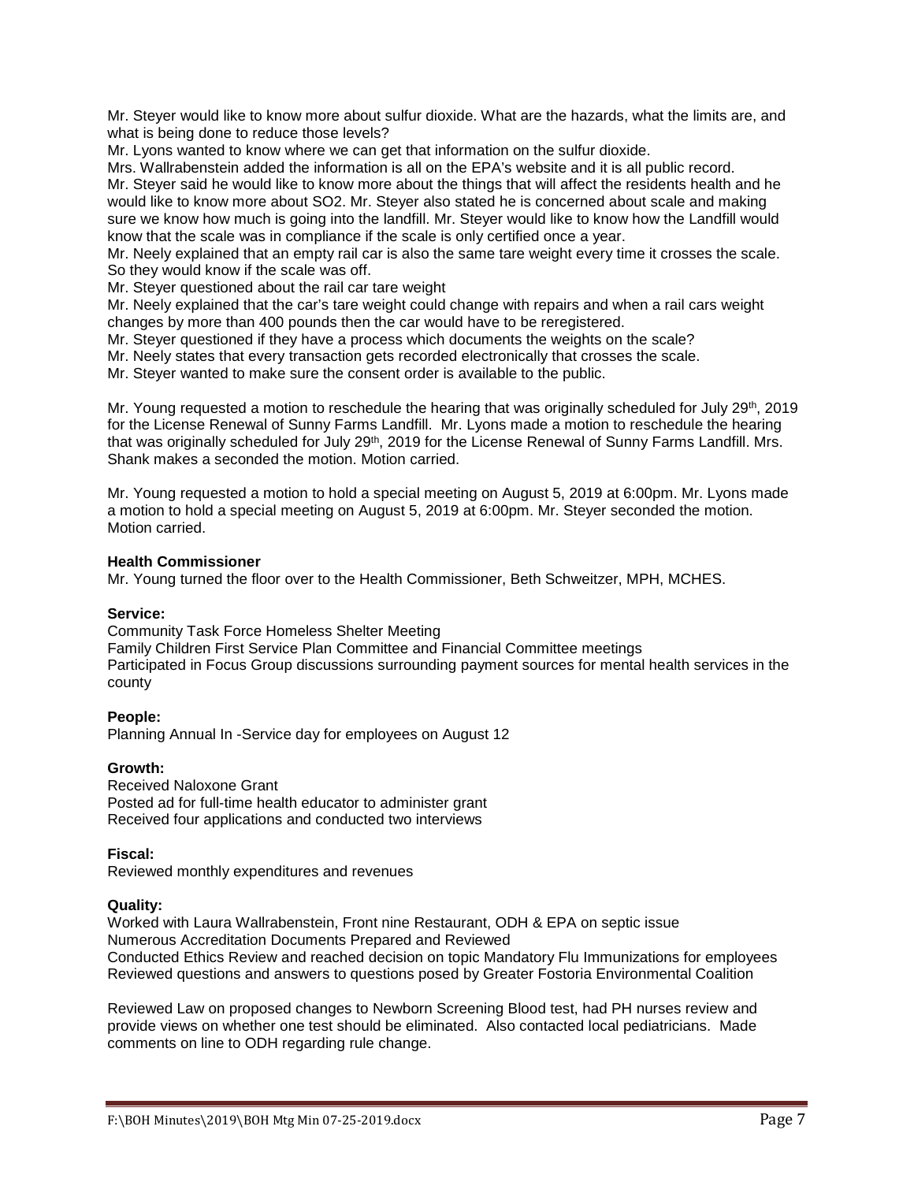Mr. Steyer would like to know more about sulfur dioxide. What are the hazards, what the limits are, and what is being done to reduce those levels?

Mr. Lyons wanted to know where we can get that information on the sulfur dioxide.

Mrs. Wallrabenstein added the information is all on the EPA's website and it is all public record.

Mr. Steyer said he would like to know more about the things that will affect the residents health and he would like to know more about $SO_2$. Mr. Steyer also stated he is concerned about scale and making sure we know how much is going into the landfill. Mr. Steyer would like to know how the Landfill would know that the scale was in compliance if the scale is only certified once a year.

Mr. Neely explained that an empty rail car is also the same tare weight every time it crosses the scale. So they would know if the scale was off.

Mr. Steyer questioned about the rail car tare weight

Mr. Neely explained that the car's tare weight could change with repairs and when a rail cars weight changes by more than 400 pounds then the car would have to be reregistered.

Mr. Steyer questioned if they have a process which documents the weights on the scale?

Mr. Neely states that every transaction gets recorded electronically that crosses the scale.

Mr. Steyer wanted to make sure the consent order is available to the public.

Mr. Young requested a motion to reschedule the hearing that was originally scheduled for July 29th, 2019 for the License Renewal of Sunny Farms Landfill. Mr. Lyons made a motion to reschedule the hearing that was originally scheduled for July 29th, 2019 for the License Renewal of Sunny Farms Landfill. Mrs. Shank makes a seconded the motion. Motion carried.

Mr. Young requested a motion to hold a special meeting on August 5, 2019 at 6:00pm. Mr. Lyons made a motion to hold a special meeting on August 5, 2019 at 6:00pm. Mr. Steyer seconded the motion. Motion carried.

**Health Commissioner**

Mr. Young turned the floor over to the Health Commissioner, Beth Schweitzer, MPH, MCHES.

**Service:**

Community Task Force Homeless Shelter Meeting
Family Children First Service Plan Committee and Financial Committee meetings
Participated in Focus Group discussions surrounding payment sources for mental health services in the county

**People:**

Planning Annual In -Service day for employees on August 12

**Growth:**

Received Naloxone Grant
Posted ad for full-time health educator to administer grant
Received four applications and conducted two interviews

**Fiscal:**

Reviewed monthly expenditures and revenues

**Quality:**

Worked with Laura Wallrabenstein, Front nine Restaurant, ODH & EPA on septic issue
Numerous Accreditation Documents Prepared and Reviewed
Conducted Ethics Review and reached decision on topic Mandatory Flu Immunizations for employees
Reviewed questions and answers to questions posed by Greater Fostoria Environmental Coalition

Reviewed Law on proposed changes to Newborn Screening Blood test, had PH nurses review and provide views on whether one test should be eliminated. Also contacted local pediatricians. Made comments on line to ODH regarding rule change.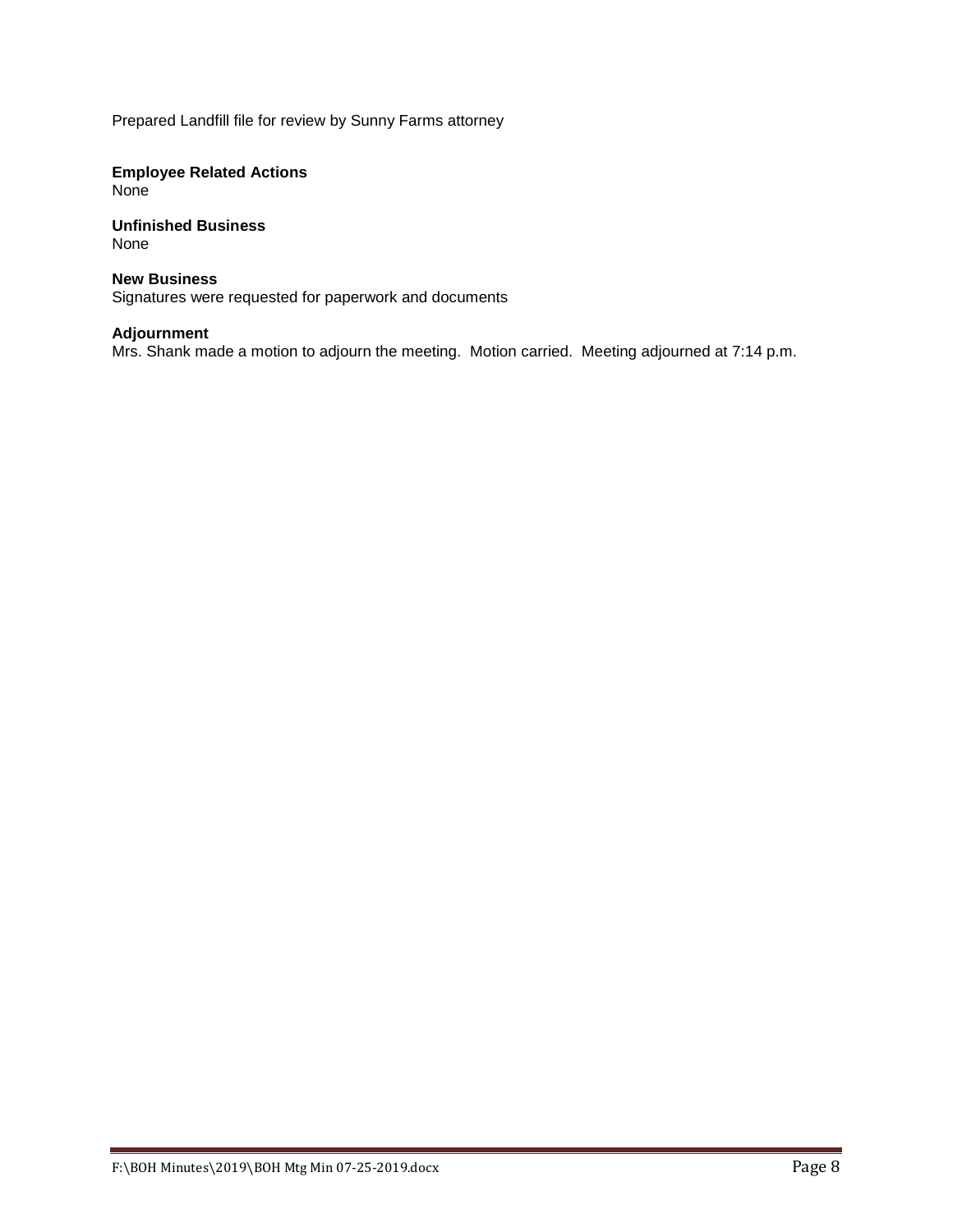Prepared Landfill file for review by Sunny Farms attorney

**Employee Related Actions**
None

**Unfinished Business**
None

**New Business**
Signatures were requested for paperwork and documents

**Adjournment**
Mrs. Shank made a motion to adjourn the meeting. Motion carried. Meeting adjourned at 7:14 p.m.